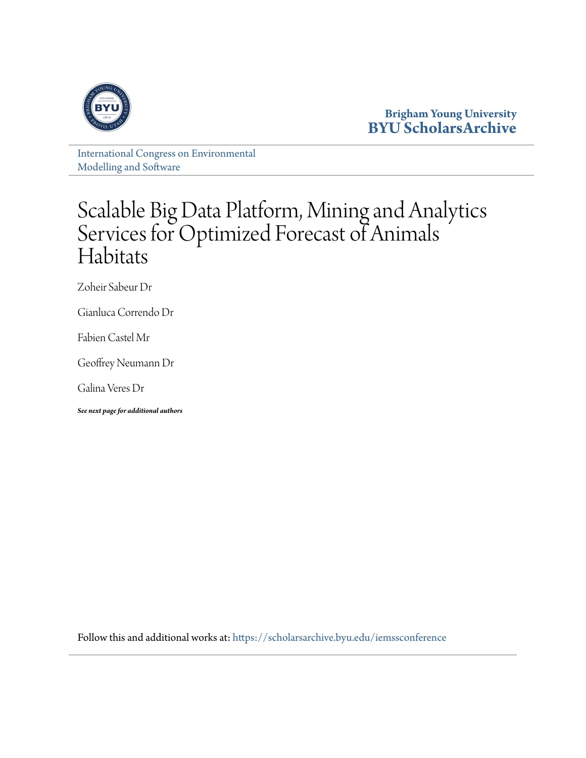Brigham Young University
BYU ScholarsArchive

International Congress on Environmental Modelling and Software

# Scalable Big Data Platform, Mining and Analytics Services for Optimized Forecast of Animals Habitats

Zoheir Sabeur Dr

Gianluca Correndo Dr

Fabien Castel Mr

Geoffrey Neumann Dr

Galina Veres Dr

***See next page for additional authors***

Follow this and additional works at: https://scholarsarchive.byu.edu/iemssconference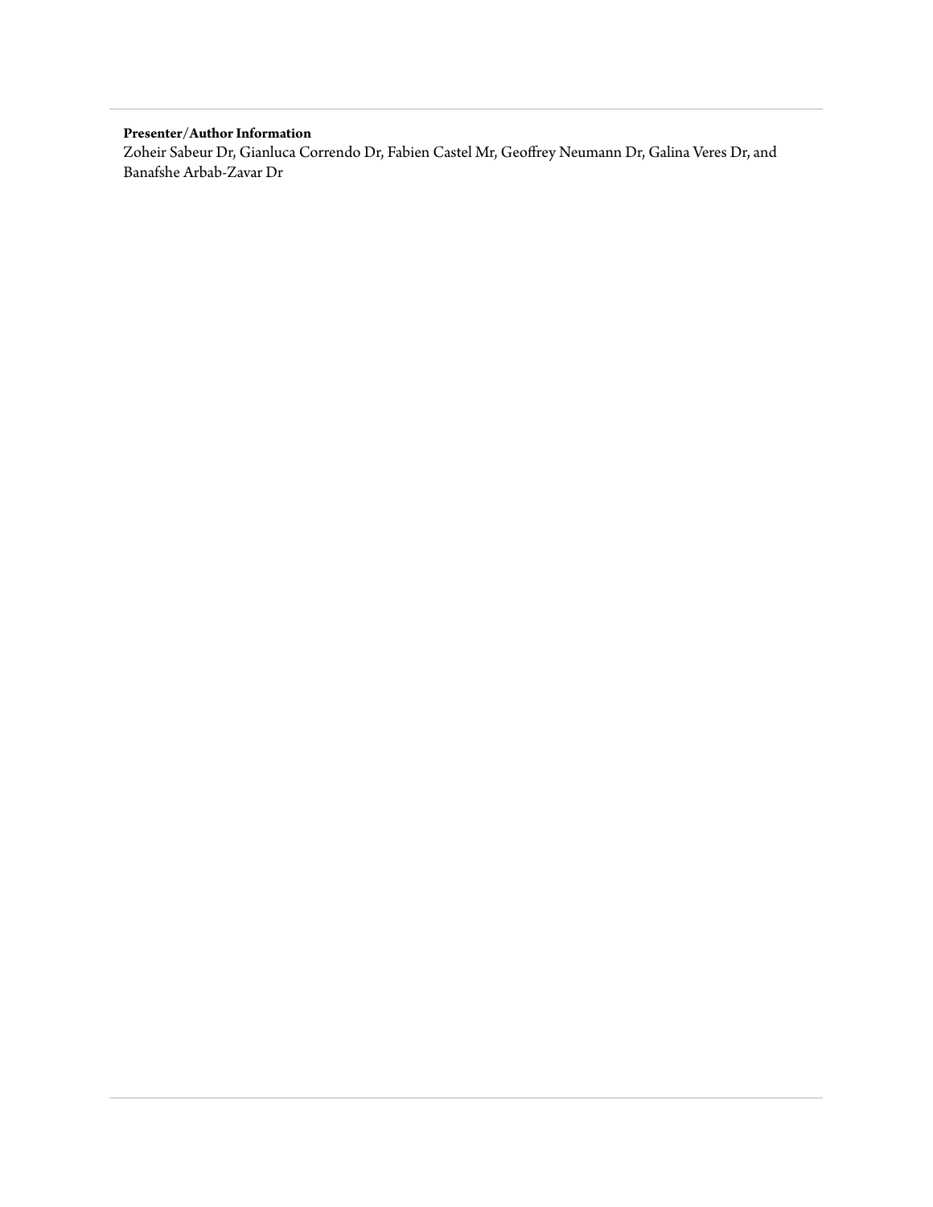**Presenter/Author Information**

Zoheir Sabeur Dr, Gianluca Correndo Dr, Fabien Castel Mr, Geoffrey Neumann Dr, Galina Veres Dr, and Banafshe Arbab-Zavar Dr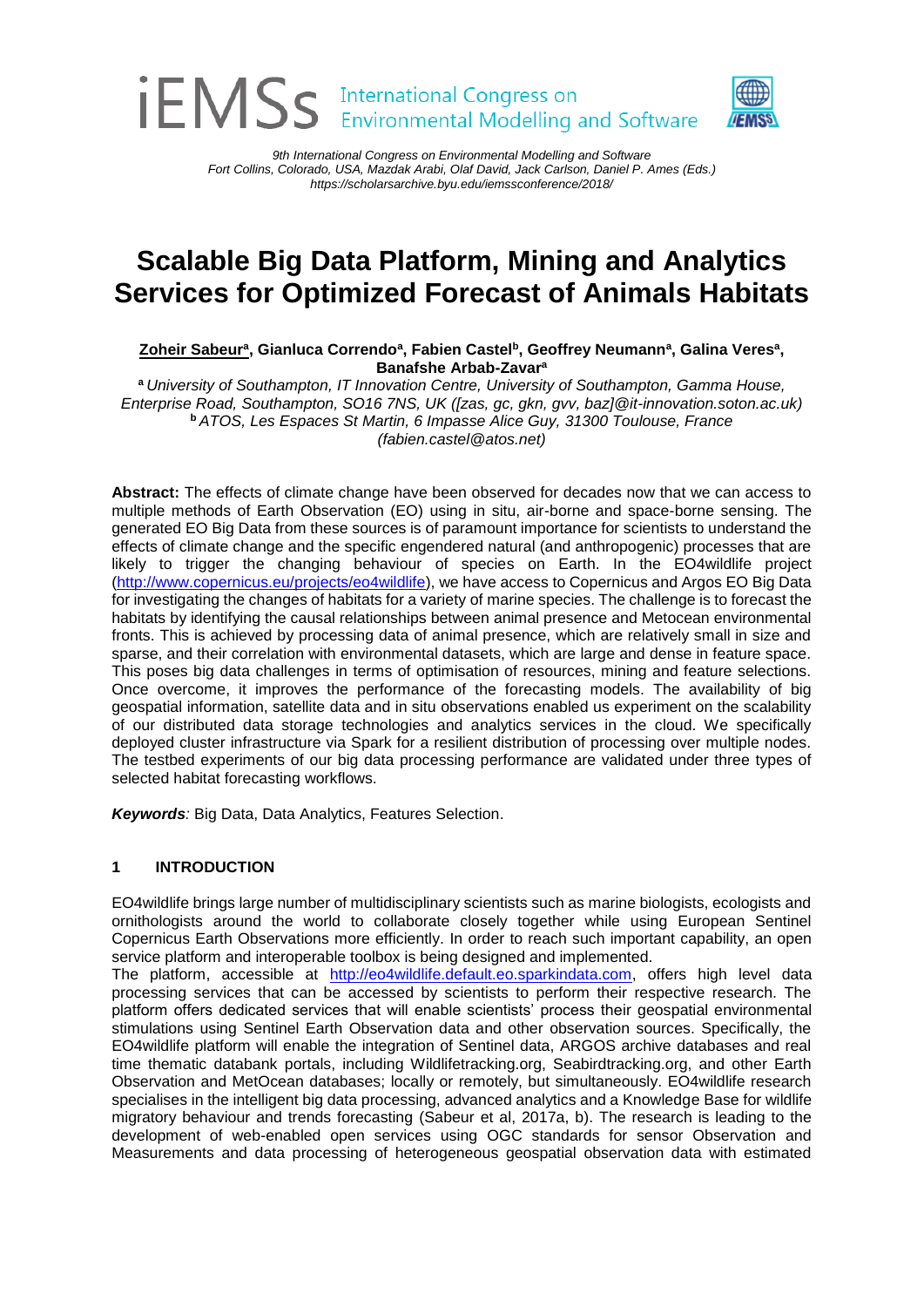# Scalable Big Data Platform, Mining and Analytics Services for Optimized Forecast of Animals Habitats

**Zoheir Sabeur[a], Gianluca Correndo[a], Fabien Castel[b], Geoffrey Neumann[a], Galina Veres[a], Banafshe Arbab-Zavar[a]**

[a] *University of Southampton, IT Innovation Centre, University of Southampton, Gamma House, Enterprise Road, Southampton, SO16 7NS, UK ([zas, gc, gkn, gvv, baz]@it-innovation.soton.ac.uk)*
[b] *ATOS, Les Espaces St Martin, 6 Impasse Alice Guy, 31300 Toulouse, France (fabien.castel@atos.net)*

**Abstract:** The effects of climate change have been observed for decades now that we can access to multiple methods of Earth Observation (EO) using in situ, air-borne and space-borne sensing. The generated EO Big Data from these sources is of paramount importance for scientists to understand the effects of climate change and the specific engendered natural (and anthropogenic) processes that are likely to trigger the changing behaviour of species on Earth. In the EO4wildlife project (http://www.copernicus.eu/projects/eo4wildlife), we have access to Copernicus and Argos EO Big Data for investigating the changes of habitats for a variety of marine species. The challenge is to forecast the habitats by identifying the causal relationships between animal presence and Metocean environmental fronts. This is achieved by processing data of animal presence, which are relatively small in size and sparse, and their correlation with environmental datasets, which are large and dense in feature space. This poses big data challenges in terms of optimisation of resources, mining and feature selections. Once overcome, it improves the performance of the forecasting models. The availability of big geospatial information, satellite data and in situ observations enabled us experiment on the scalability of our distributed data storage technologies and analytics services in the cloud. We specifically deployed cluster infrastructure via Spark for a resilient distribution of processing over multiple nodes. The testbed experiments of our big data processing performance are validated under three types of selected habitat forecasting workflows.

***Keywords:*** Big Data, Data Analytics, Features Selection.

## 1 INTRODUCTION

EO4wildlife brings large number of multidisciplinary scientists such as marine biologists, ecologists and ornithologists around the world to collaborate closely together while using European Sentinel Copernicus Earth Observations more efficiently. In order to reach such important capability, an open service platform and interoperable toolbox is being designed and implemented.

The platform, accessible at http://eo4wildlife.default.eo.sparkindata.com, offers high level data processing services that can be accessed by scientists to perform their respective research. The platform offers dedicated services that will enable scientists' process their geospatial environmental stimulations using Sentinel Earth Observation data and other observation sources. Specifically, the EO4wildlife platform will enable the integration of Sentinel data, ARGOS archive databases and real time thematic databank portals, including Wildlifetracking.org, Seabirdtracking.org, and other Earth Observation and MetOcean databases; locally or remotely, but simultaneously. EO4wildlife research specialises in the intelligent big data processing, advanced analytics and a Knowledge Base for wildlife migratory behaviour and trends forecasting (Sabeur et al, 2017a, b). The research is leading to the development of web-enabled open services using OGC standards for sensor Observation and Measurements and data processing of heterogeneous geospatial observation data with estimated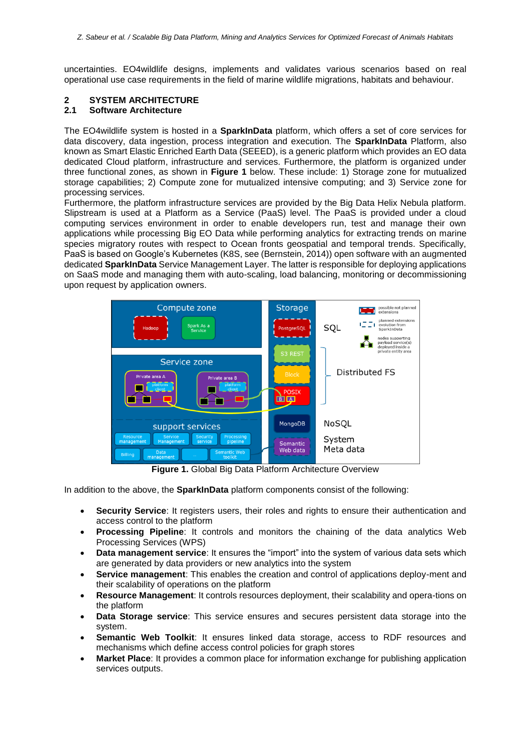uncertainties. EO4wildlife designs, implements and validates various scenarios based on real operational use case requirements in the field of marine wildlife migrations, habitats and behaviour.

## 2 SYSTEM ARCHITECTURE

### 2.1 Software Architecture

The EO4wildlife system is hosted in a **SparkInData** platform, which offers a set of core services for data discovery, data ingestion, process integration and execution. The **SparkInData** Platform, also known as Smart Elastic Enriched Earth Data (SEEED), is a generic platform which provides an EO data dedicated Cloud platform, infrastructure and services. Furthermore, the platform is organized under three functional zones, as shown in **Figure 1** below. These include: 1) Storage zone for mutualized storage capabilities; 2) Compute zone for mutualized intensive computing; and 3) Service zone for processing services.

Furthermore, the platform infrastructure services are provided by the Big Data Helix Nebula platform. Slipstream is used at a Platform as a Service (PaaS) level. The PaaS is provided under a cloud computing services environment in order to enable developers run, test and manage their own applications while processing Big EO Data while performing analytics for extracting trends on marine species migratory routes with respect to Ocean fronts geospatial and temporal trends. Specifically, PaaS is based on Google's Kubernetes (K8S, see (Bernstein, 2014)) open software with an augmented dedicated **SparkInData** Service Management Layer. The latter is responsible for deploying applications on SaaS mode and managing them with auto-scaling, load balancing, monitoring or decommissioning upon request by application owners.

**Figure 1.** Global Big Data Platform Architecture Overview

In addition to the above, the **SparkInData** platform components consist of the following:

- **Security Service**: It registers users, their roles and rights to ensure their authentication and access control to the platform
- **Processing Pipeline**: It controls and monitors the chaining of the data analytics Web Processing Services (WPS)
- **Data management service**: It ensures the "import" into the system of various data sets which are generated by data providers or new analytics into the system
- **Service management**: This enables the creation and control of applications deploy-ment and their scalability of operations on the platform
- **Resource Management**: It controls resources deployment, their scalability and opera-tions on the platform
- **Data Storage service**: This service ensures and secures persistent data storage into the system.
- **Semantic Web Toolkit**: It ensures linked data storage, access to RDF resources and mechanisms which define access control policies for graph stores
- **Market Place**: It provides a common place for information exchange for publishing application services outputs.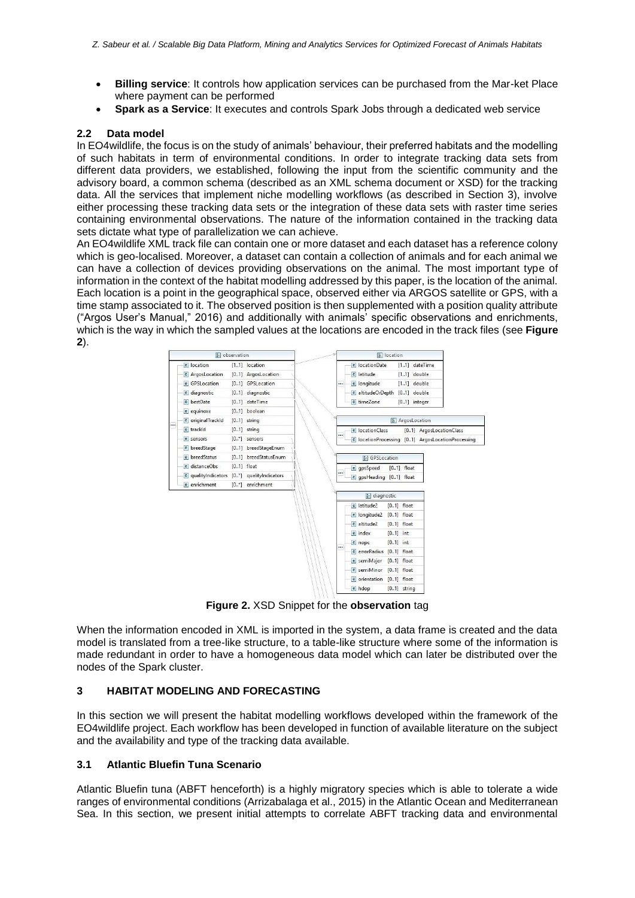- **Billing service**: It controls how application services can be purchased from the Mar-ket Place where payment can be performed
- **Spark as a Service**: It executes and controls Spark Jobs through a dedicated web service

### 2.2 Data model

In EO4wildlife, the focus is on the study of animals' behaviour, their preferred habitats and the modelling of such habitats in term of environmental conditions. In order to integrate tracking data sets from different data providers, we established, following the input from the scientific community and the advisory board, a common schema (described as an XML schema document or XSD) for the tracking data. All the services that implement niche modelling workflows (as described in Section 3), involve either processing these tracking data sets or the integration of these data sets with raster time series containing environmental observations. The nature of the information contained in the tracking data sets dictate what type of parallelization we can achieve.

An EO4wildlife XML track file can contain one or more dataset and each dataset has a reference colony which is geo-localised. Moreover, a dataset can contain a collection of animals and for each animal we can have a collection of devices providing observations on the animal. The most important type of information in the context of the habitat modelling addressed by this paper, is the location of the animal. Each location is a point in the geographical space, observed either via ARGOS satellite or GPS, with a time stamp associated to it. The observed position is then supplemented with a position quality attribute ("Argos User's Manual," 2016) and additionally with animals' specific observations and enrichments, which is the way in which the sampled values at the locations are encoded in the track files (see **Figure 2**).

**Figure 2.** XSD Snippet for the **observation** tag

When the information encoded in XML is imported in the system, a data frame is created and the data model is translated from a tree-like structure, to a table-like structure where some of the information is made redundant in order to have a homogeneous data model which can later be distributed over the nodes of the Spark cluster.

## 3 HABITAT MODELING AND FORECASTING

In this section we will present the habitat modelling workflows developed within the framework of the EO4wildlife project. Each workflow has been developed in function of available literature on the subject and the availability and type of the tracking data available.

### 3.1 Atlantic Bluefin Tuna Scenario

Atlantic Bluefin tuna (ABFT henceforth) is a highly migratory species which is able to tolerate a wide ranges of environmental conditions (Arrizabalaga et al., 2015) in the Atlantic Ocean and Mediterranean Sea. In this section, we present initial attempts to correlate ABFT tracking data and environmental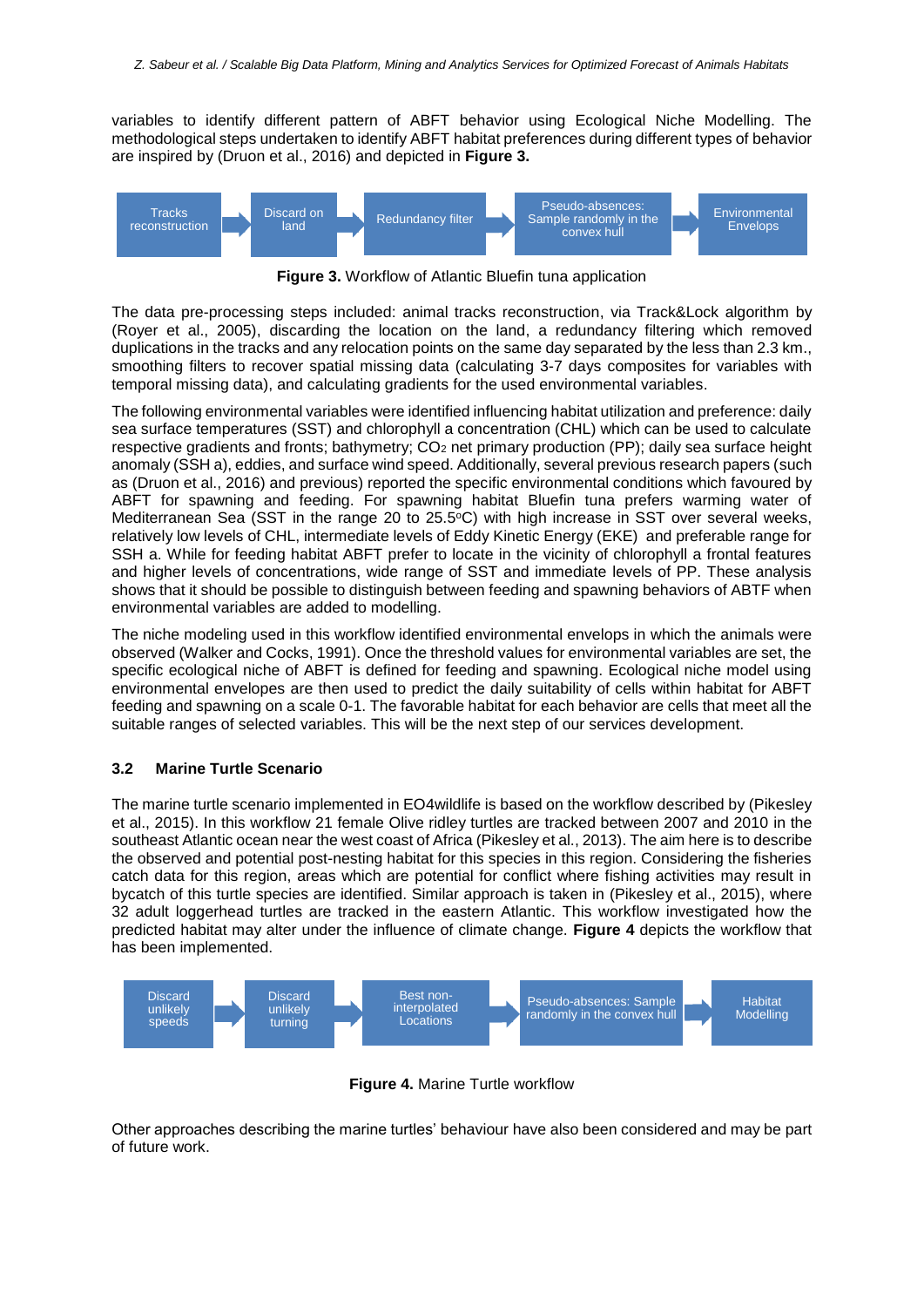variables to identify different pattern of ABFT behavior using Ecological Niche Modelling. The methodological steps undertaken to identify ABFT habitat preferences during different types of behavior are inspired by (Druon et al., 2016) and depicted in **Figure 3.**

Tracks reconstruction → Discard on land → Redundancy filter → Pseudo-absences: Sample randomly in the convex hull → Environmental Envelops

**Figure 3.** Workflow of Atlantic Bluefin tuna application

The data pre-processing steps included: animal tracks reconstruction, via Track&Lock algorithm by (Royer et al., 2005), discarding the location on the land, a redundancy filtering which removed duplications in the tracks and any relocation points on the same day separated by the less than 2.3 km., smoothing filters to recover spatial missing data (calculating 3-7 days composites for variables with temporal missing data), and calculating gradients for the used environmental variables.

The following environmental variables were identified influencing habitat utilization and preference: daily sea surface temperatures (SST) and chlorophyll a concentration (CHL) which can be used to calculate respective gradients and fronts; bathymetry; $CO_2$ net primary production (PP); daily sea surface height anomaly (SSH a), eddies, and surface wind speed. Additionally, several previous research papers (such as (Druon et al., 2016) and previous) reported the specific environmental conditions which favoured by ABFT for spawning and feeding. For spawning habitat Bluefin tuna prefers warming water of Mediterranean Sea (SST in the range 20 to 25.5$^{o}$C) with high increase in SST over several weeks, relatively low levels of CHL, intermediate levels of Eddy Kinetic Energy (EKE) and preferable range for SSH a. While for feeding habitat ABFT prefer to locate in the vicinity of chlorophyll a frontal features and higher levels of concentrations, wide range of SST and immediate levels of PP. These analysis shows that it should be possible to distinguish between feeding and spawning behaviors of ABTF when environmental variables are added to modelling.

The niche modeling used in this workflow identified environmental envelops in which the animals were observed (Walker and Cocks, 1991). Once the threshold values for environmental variables are set, the specific ecological niche of ABFT is defined for feeding and spawning. Ecological niche model using environmental envelopes are then used to predict the daily suitability of cells within habitat for ABFT feeding and spawning on a scale 0-1. The favorable habitat for each behavior are cells that meet all the suitable ranges of selected variables. This will be the next step of our services development.

### 3.2 Marine Turtle Scenario

The marine turtle scenario implemented in EO4wildlife is based on the workflow described by (Pikesley et al., 2015). In this workflow 21 female Olive ridley turtles are tracked between 2007 and 2010 in the southeast Atlantic ocean near the west coast of Africa (Pikesley et al., 2013). The aim here is to describe the observed and potential post-nesting habitat for this species in this region. Considering the fisheries catch data for this region, areas which are potential for conflict where fishing activities may result in bycatch of this turtle species are identified. Similar approach is taken in (Pikesley et al., 2015), where 32 adult loggerhead turtles are tracked in the eastern Atlantic. This workflow investigated how the predicted habitat may alter under the influence of climate change. **Figure 4** depicts the workflow that has been implemented.

Discard unlikely speeds → Discard unlikely turning → Best non-interpolated Locations → Pseudo-absences: Sample randomly in the convex hull → Habitat Modelling

**Figure 4.** Marine Turtle workflow

Other approaches describing the marine turtles' behaviour have also been considered and may be part of future work.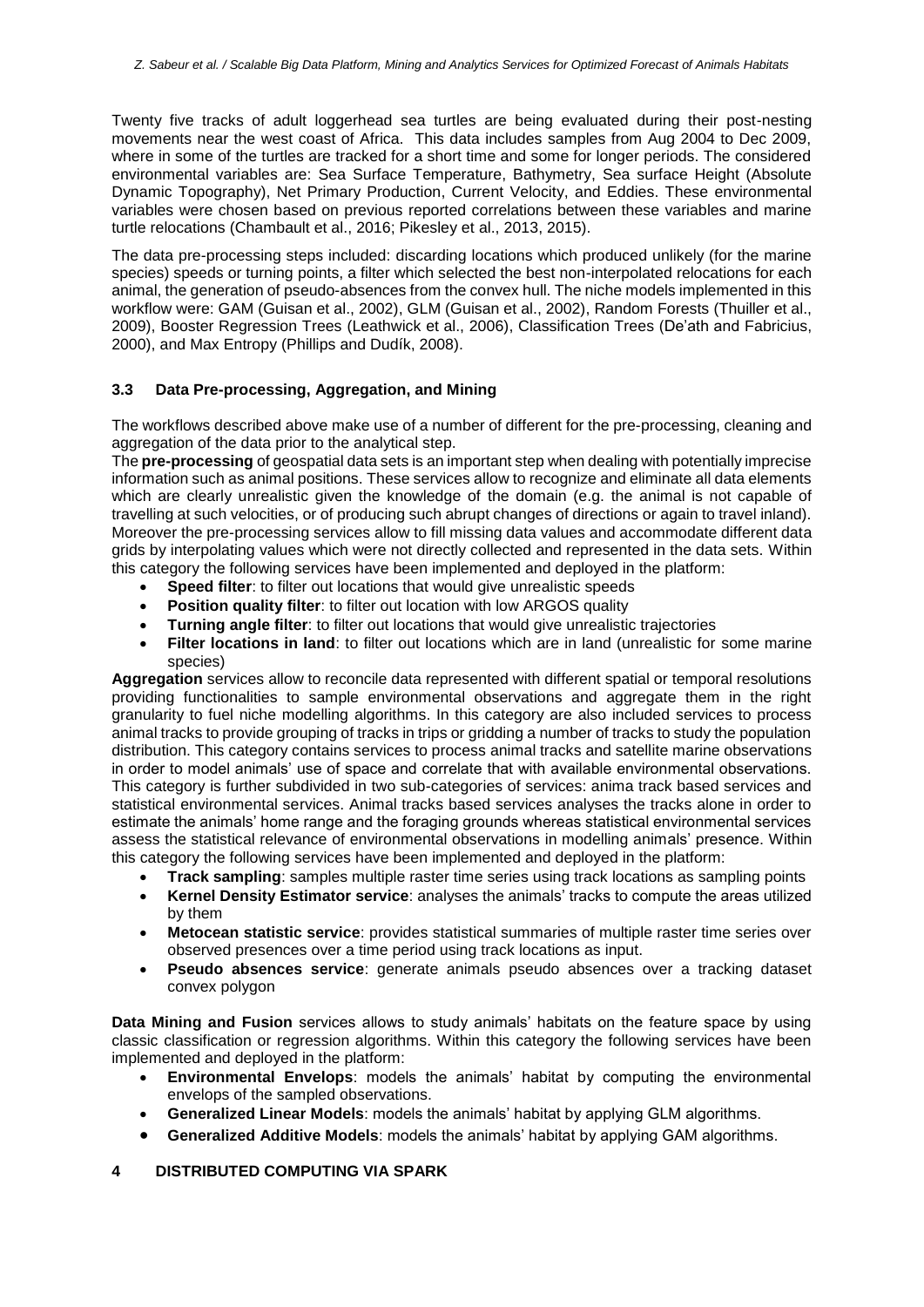Twenty five tracks of adult loggerhead sea turtles are being evaluated during their post-nesting movements near the west coast of Africa. This data includes samples from Aug 2004 to Dec 2009, where in some of the turtles are tracked for a short time and some for longer periods. The considered environmental variables are: Sea Surface Temperature, Bathymetry, Sea surface Height (Absolute Dynamic Topography), Net Primary Production, Current Velocity, and Eddies. These environmental variables were chosen based on previous reported correlations between these variables and marine turtle relocations (Chambault et al., 2016; Pikesley et al., 2013, 2015).

The data pre-processing steps included: discarding locations which produced unlikely (for the marine species) speeds or turning points, a filter which selected the best non-interpolated relocations for each animal, the generation of pseudo-absences from the convex hull. The niche models implemented in this workflow were: GAM (Guisan et al., 2002), GLM (Guisan et al., 2002), Random Forests (Thuiller et al., 2009), Booster Regression Trees (Leathwick et al., 2006), Classification Trees (De'ath and Fabricius, 2000), and Max Entropy (Phillips and Dudík, 2008).

### 3.3 Data Pre-processing, Aggregation, and Mining

The workflows described above make use of a number of different for the pre-processing, cleaning and aggregation of the data prior to the analytical step.

The **pre-processing** of geospatial data sets is an important step when dealing with potentially imprecise information such as animal positions. These services allow to recognize and eliminate all data elements which are clearly unrealistic given the knowledge of the domain (e.g. the animal is not capable of travelling at such velocities, or of producing such abrupt changes of directions or again to travel inland). Moreover the pre-processing services allow to fill missing data values and accommodate different data grids by interpolating values which were not directly collected and represented in the data sets. Within this category the following services have been implemented and deployed in the platform:

- **Speed filter**: to filter out locations that would give unrealistic speeds
- **Position quality filter**: to filter out location with low ARGOS quality
- **Turning angle filter**: to filter out locations that would give unrealistic trajectories
- **Filter locations in land**: to filter out locations which are in land (unrealistic for some marine species)

**Aggregation** services allow to reconcile data represented with different spatial or temporal resolutions providing functionalities to sample environmental observations and aggregate them in the right granularity to fuel niche modelling algorithms. In this category are also included services to process animal tracks to provide grouping of tracks in trips or gridding a number of tracks to study the population distribution. This category contains services to process animal tracks and satellite marine observations in order to model animals' use of space and correlate that with available environmental observations. This category is further subdivided in two sub-categories of services: anima track based services and statistical environmental services. Animal tracks based services analyses the tracks alone in order to estimate the animals' home range and the foraging grounds whereas statistical environmental services assess the statistical relevance of environmental observations in modelling animals' presence. Within this category the following services have been implemented and deployed in the platform:

- **Track sampling**: samples multiple raster time series using track locations as sampling points
- **Kernel Density Estimator service**: analyses the animals' tracks to compute the areas utilized by them
- **Metocean statistic service**: provides statistical summaries of multiple raster time series over observed presences over a time period using track locations as input.
- **Pseudo absences service**: generate animals pseudo absences over a tracking dataset convex polygon

**Data Mining and Fusion** services allows to study animals' habitats on the feature space by using classic classification or regression algorithms. Within this category the following services have been implemented and deployed in the platform:

- **Environmental Envelops**: models the animals' habitat by computing the environmental envelops of the sampled observations.
- **Generalized Linear Models**: models the animals' habitat by applying GLM algorithms.
- **Generalized Additive Models**: models the animals' habitat by applying GAM algorithms.

## 4 DISTRIBUTED COMPUTING VIA SPARK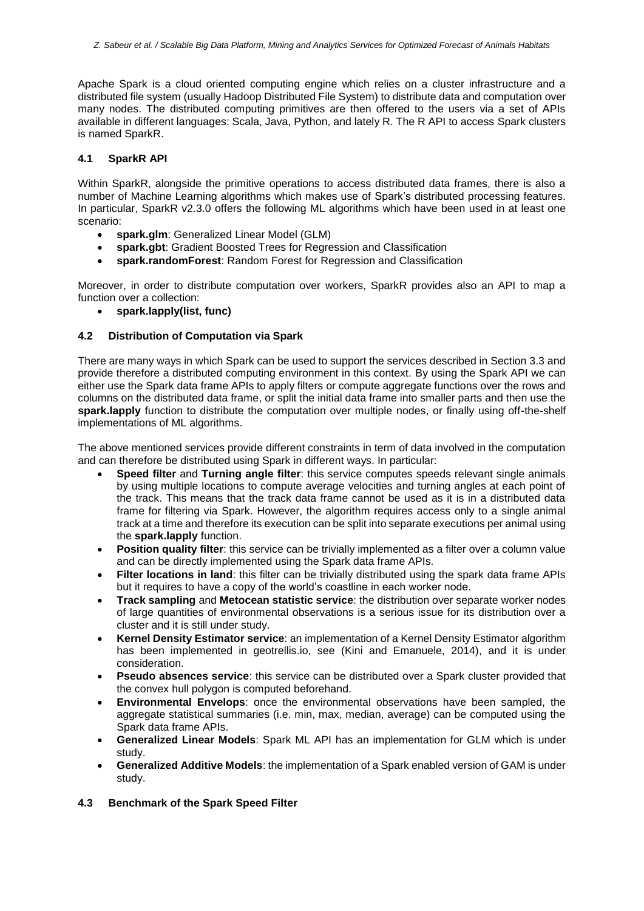Apache Spark is a cloud oriented computing engine which relies on a cluster infrastructure and a distributed file system (usually Hadoop Distributed File System) to distribute data and computation over many nodes. The distributed computing primitives are then offered to the users via a set of APIs available in different languages: Scala, Java, Python, and lately R. The R API to access Spark clusters is named SparkR.

### 4.1 SparkR API

Within SparkR, alongside the primitive operations to access distributed data frames, there is also a number of Machine Learning algorithms which makes use of Spark's distributed processing features. In particular, SparkR v2.3.0 offers the following ML algorithms which have been used in at least one scenario:

- **spark.glm**: Generalized Linear Model (GLM)
- **spark.gbt**: Gradient Boosted Trees for Regression and Classification
- **spark.randomForest**: Random Forest for Regression and Classification

Moreover, in order to distribute computation over workers, SparkR provides also an API to map a function over a collection:

- **spark.lapply(list, func)**

### 4.2 Distribution of Computation via Spark

There are many ways in which Spark can be used to support the services described in Section 3.3 and provide therefore a distributed computing environment in this context. By using the Spark API we can either use the Spark data frame APIs to apply filters or compute aggregate functions over the rows and columns on the distributed data frame, or split the initial data frame into smaller parts and then use the **spark.lapply** function to distribute the computation over multiple nodes, or finally using off-the-shelf implementations of ML algorithms.

The above mentioned services provide different constraints in term of data involved in the computation and can therefore be distributed using Spark in different ways. In particular:

- **Speed filter** and **Turning angle filter**: this service computes speeds relevant single animals by using multiple locations to compute average velocities and turning angles at each point of the track. This means that the track data frame cannot be used as it is in a distributed data frame for filtering via Spark. However, the algorithm requires access only to a single animal track at a time and therefore its execution can be split into separate executions per animal using the **spark.lapply** function.
- **Position quality filter**: this service can be trivially implemented as a filter over a column value and can be directly implemented using the Spark data frame APIs.
- **Filter locations in land**: this filter can be trivially distributed using the spark data frame APIs but it requires to have a copy of the world's coastline in each worker node.
- **Track sampling** and **Metocean statistic service**: the distribution over separate worker nodes of large quantities of environmental observations is a serious issue for its distribution over a cluster and it is still under study.
- **Kernel Density Estimator service**: an implementation of a Kernel Density Estimator algorithm has been implemented in geotrellis.io, see (Kini and Emanuele, 2014), and it is under consideration.
- **Pseudo absences service**: this service can be distributed over a Spark cluster provided that the convex hull polygon is computed beforehand.
- **Environmental Envelops**: once the environmental observations have been sampled, the aggregate statistical summaries (i.e. min, max, median, average) can be computed using the Spark data frame APIs.
- **Generalized Linear Models**: Spark ML API has an implementation for GLM which is under study.
- **Generalized Additive Models**: the implementation of a Spark enabled version of GAM is under study.

### 4.3 Benchmark of the Spark Speed Filter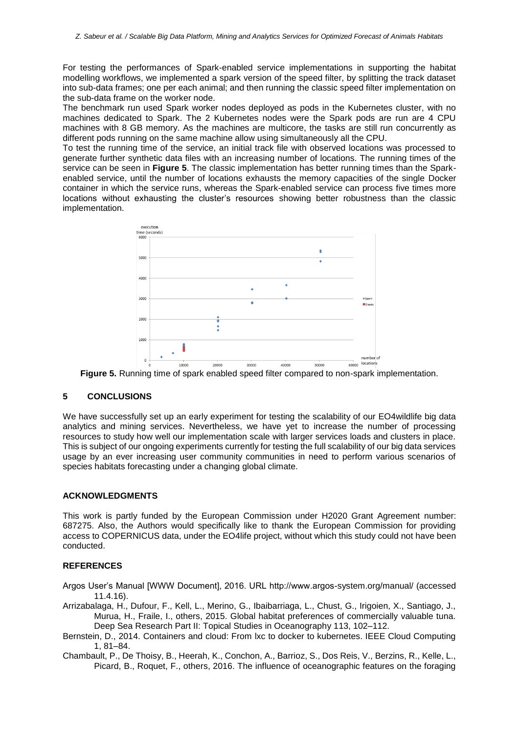For testing the performances of Spark-enabled service implementations in supporting the habitat modelling workflows, we implemented a spark version of the speed filter, by splitting the track dataset into sub-data frames; one per each animal; and then running the classic speed filter implementation on the sub-data frame on the worker node.

The benchmark run used Spark worker nodes deployed as pods in the Kubernetes cluster, with no machines dedicated to Spark. The 2 Kubernetes nodes were the Spark pods are run are 4 CPU machines with 8 GB memory. As the machines are multicore, the tasks are still run concurrently as different pods running on the same machine allow using simultaneously all the CPU.

To test the running time of the service, an initial track file with observed locations was processed to generate further synthetic data files with an increasing number of locations. The running times of the service can be seen in **Figure 5**. The classic implementation has better running times than the Spark-enabled service, until the number of locations exhausts the memory capacities of the single Docker container in which the service runs, whereas the Spark-enabled service can process five times more locations without exhausting the cluster's resources showing better robustness than the classic implementation.

**Figure 5.** Running time of spark enabled speed filter compared to non-spark implementation.

## 5 CONCLUSIONS

We have successfully set up an early experiment for testing the scalability of our EO4wildlife big data analytics and mining services. Nevertheless, we have yet to increase the number of processing resources to study how well our implementation scale with larger services loads and clusters in place. This is subject of our ongoing experiments currently for testing the full scalability of our big data services usage by an ever increasing user community communities in need to perform various scenarios of species habitats forecasting under a changing global climate.

## ACKNOWLEDGMENTS

This work is partly funded by the European Commission under H2020 Grant Agreement number: 687275. Also, the Authors would specifically like to thank the European Commission for providing access to COPERNICUS data, under the EO4life project, without which this study could not have been conducted.

## REFERENCES

Argos User's Manual [WWW Document], 2016. URL http://www.argos-system.org/manual/ (accessed 11.4.16).

Arrizabalaga, H., Dufour, F., Kell, L., Merino, G., Ibaibarriaga, L., Chust, G., Irigoien, X., Santiago, J., Murua, H., Fraile, I., others, 2015. Global habitat preferences of commercially valuable tuna. Deep Sea Research Part II: Topical Studies in Oceanography 113, 102–112.

Bernstein, D., 2014. Containers and cloud: From lxc to docker to kubernetes. IEEE Cloud Computing 1, 81–84.

Chambault, P., De Thoisy, B., Heerah, K., Conchon, A., Barrioz, S., Dos Reis, V., Berzins, R., Kelle, L., Picard, B., Roquet, F., others, 2016. The influence of oceanographic features on the foraging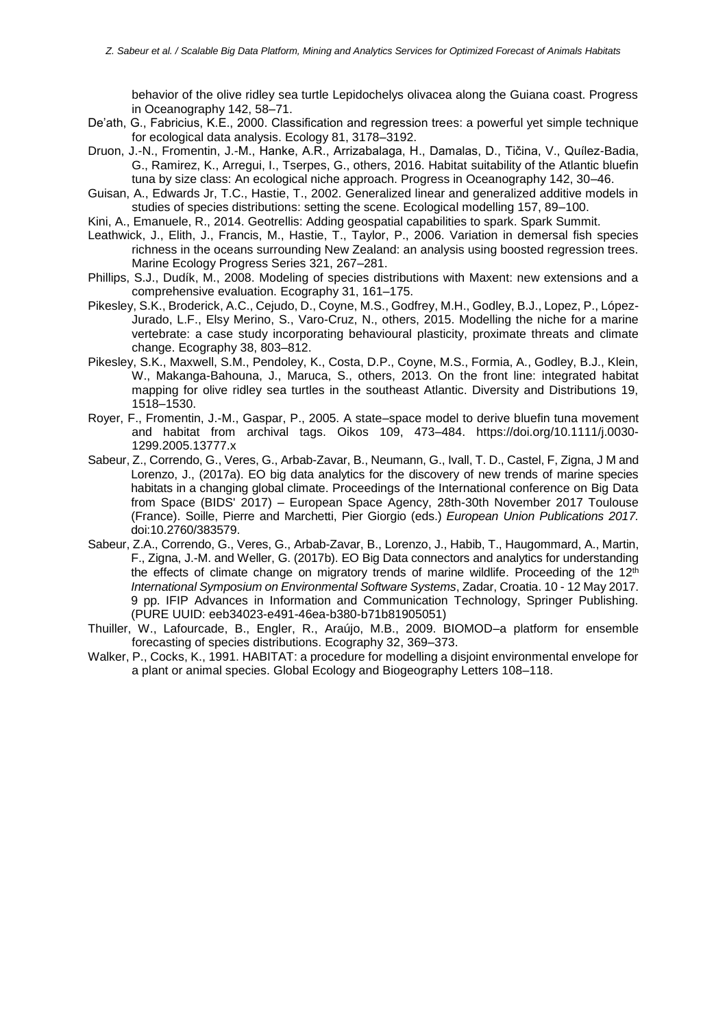behavior of the olive ridley sea turtle Lepidochelys olivacea along the Guiana coast. Progress in Oceanography 142, 58–71.

De'ath, G., Fabricius, K.E., 2000. Classification and regression trees: a powerful yet simple technique for ecological data analysis. Ecology 81, 3178–3192.

Druon, J.-N., Fromentin, J.-M., Hanke, A.R., Arrizabalaga, H., Damalas, D., Tičina, V., Quílez-Badia, G., Ramirez, K., Arregui, I., Tserpes, G., others, 2016. Habitat suitability of the Atlantic bluefin tuna by size class: An ecological niche approach. Progress in Oceanography 142, 30–46.

Guisan, A., Edwards Jr, T.C., Hastie, T., 2002. Generalized linear and generalized additive models in studies of species distributions: setting the scene. Ecological modelling 157, 89–100.

Kini, A., Emanuele, R., 2014. Geotrellis: Adding geospatial capabilities to spark. Spark Summit.

Leathwick, J., Elith, J., Francis, M., Hastie, T., Taylor, P., 2006. Variation in demersal fish species richness in the oceans surrounding New Zealand: an analysis using boosted regression trees. Marine Ecology Progress Series 321, 267–281.

Phillips, S.J., Dudík, M., 2008. Modeling of species distributions with Maxent: new extensions and a comprehensive evaluation. Ecography 31, 161–175.

Pikesley, S.K., Broderick, A.C., Cejudo, D., Coyne, M.S., Godfrey, M.H., Godley, B.J., Lopez, P., López-Jurado, L.F., Elsy Merino, S., Varo-Cruz, N., others, 2015. Modelling the niche for a marine vertebrate: a case study incorporating behavioural plasticity, proximate threats and climate change. Ecography 38, 803–812.

Pikesley, S.K., Maxwell, S.M., Pendoley, K., Costa, D.P., Coyne, M.S., Formia, A., Godley, B.J., Klein, W., Makanga-Bahouna, J., Maruca, S., others, 2013. On the front line: integrated habitat mapping for olive ridley sea turtles in the southeast Atlantic. Diversity and Distributions 19, 1518–1530.

Royer, F., Fromentin, J.-M., Gaspar, P., 2005. A state–space model to derive bluefin tuna movement and habitat from archival tags. Oikos 109, 473–484. https://doi.org/10.1111/j.0030-1299.2005.13777.x

Sabeur, Z., Correndo, G., Veres, G., Arbab-Zavar, B., Neumann, G., Ivall, T. D., Castel, F, Zigna, J M and Lorenzo, J., (2017a). EO big data analytics for the discovery of new trends of marine species habitats in a changing global climate. Proceedings of the International conference on Big Data from Space (BIDS' 2017) – European Space Agency, 28th-30th November 2017 Toulouse (France). Soille, Pierre and Marchetti, Pier Giorgio (eds.) *European Union Publications 2017.* doi:10.2760/383579.

Sabeur, Z.A., Correndo, G., Veres, G., Arbab-Zavar, B., Lorenzo, J., Habib, T., Haugommard, A., Martin, F., Zigna, J.-M. and Weller, G. (2017b). EO Big Data connectors and analytics for understanding the effects of climate change on migratory trends of marine wildlife. Proceeding of the 12th *International Symposium on Environmental Software Systems*, Zadar, Croatia. 10 - 12 May 2017. 9 pp. IFIP Advances in Information and Communication Technology, Springer Publishing. (PURE UUID: eeb34023-e491-46ea-b380-b71b81905051)

Thuiller, W., Lafourcade, B., Engler, R., Araújo, M.B., 2009. BIOMOD–a platform for ensemble forecasting of species distributions. Ecography 32, 369–373.

Walker, P., Cocks, K., 1991. HABITAT: a procedure for modelling a disjoint environmental envelope for a plant or animal species. Global Ecology and Biogeography Letters 108–118.